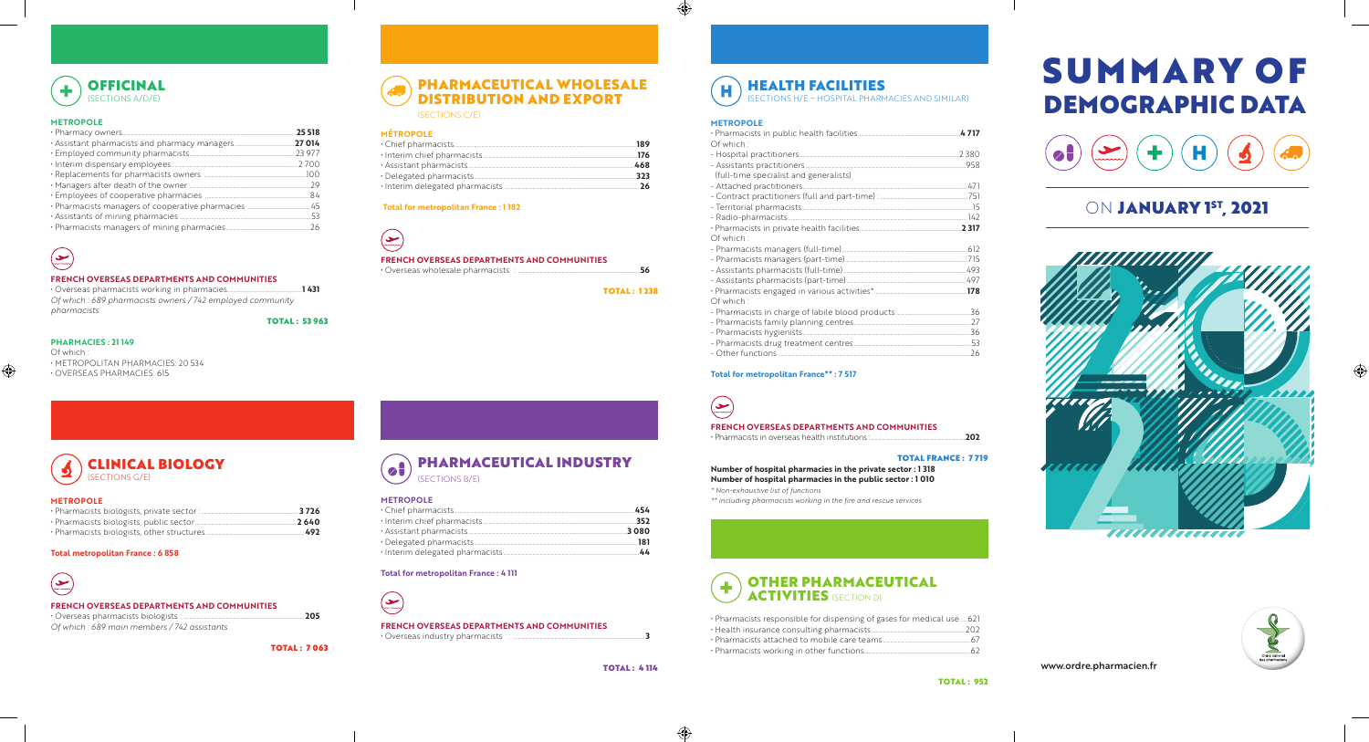// Summary of Demographic Data

# SUMMARY OF DEMOGRAPHIC DATA

## ON JANUARY 1ST, 2021

www.ordre.pharmacien.fr

## OFFICINAL
(SECTIONS A/D/E)

### METROPOLE

- Pharmacy owners ........ **25 518**
- Assistant pharmacists and pharmacy managers ........ **27 014**
- Employed community pharmacists ........ 23 977
- Interim dispensary employees ........ 2 700
- Replacements for pharmacists owners ........ 100
- Managers after death of the owner ........ 29
- Employees of cooperative pharmacies ........ 84
- Pharmacists managers of cooperative pharmacies ........ 45
- Assistants of mining pharmacies ........ 53
- Pharmacists managers of mining pharmacies ........ 26

### FRENCH OVERSEAS DEPARTMENTS AND COMMUNITIES

- Overseas pharmacists working in pharmacies ........ **1 431**

*Of which : 689 pharmacists owners / 742 employed community pharmacists*

**TOTAL : 53 963**

**PHARMACIES : 21 149**
Of which :
- METROPOLITAN PHARMACIES: 20 534
- OVERSEAS PHARMACIES: 615

## CLINICAL BIOLOGY
(SECTIONS G/E)

### METROPOLE

- Pharmacists biologists, private sector ........ **3 726**
- Pharmacists biologists, public sector ........ **2 640**
- Pharmacists biologists, other structures ........ **492**

**Total metropolitan France : 6 858**

### FRENCH OVERSEAS DEPARTMENTS AND COMMUNITIES

- Overseas pharmacists biologists ........ **205**

*Of which : 689 main members / 742 assistants*

**TOTAL : 7 063**

## PHARMACEUTICAL WHOLESALE DISTRIBUTION AND EXPORT
(SECTIONS C/E)

### MÉTROPOLE

- Chief pharmacists ........ **189**
- Interim chief pharmacists ........ **176**
- Assistant pharmacists ........ **468**
- Delegated pharmacists ........ **323**
- Interim delegated pharmacists ........ **26**

**Total for metropolitan France : 1 182**

### FRENCH OVERSEAS DEPARTMENTS AND COMMUNITIES

- Overseas wholesale pharmacists ........ **56**

**TOTAL : 1 238**

## PHARMACEUTICAL INDUSTRY
(SECTIONS B/E)

### METROPOLE

- Chief pharmacists ........ **454**
- Interim chief pharmacists ........ **352**
- Assistant pharmacists ........ **3 080**
- Delegated pharmacists ........ **181**
- Interim delegated pharmacists ........ **44**

**Total for metropolitan France : 4 111**

### FRENCH OVERSEAS DEPARTMENTS AND COMMUNITIES

- Overseas industry pharmacists ........ **3**

**TOTAL : 4 114**

## HEALTH FACILITIES
(SECTIONS H/E – HOSPITAL PHARMACIES AND SIMILAR)

### METROPOLE

- Pharmacists in public health facilities ........ **4 717**

Of which :
- Hospital practitioners ........ 2 380
- Assistants practitioners ........ 958
  (full-time specialist and generalists)
- Attached practitioners ........ 471
- Contract practitioners (full and part-time) ........ 751
- Territorial pharmacists ........ 15
- Radio-pharmacists ........ 142

- Pharmacists in private health facilities ........ **2 317**

Of which :
- Pharmacists managers (full-time) ........ 612
- Pharmacists managers (part-time) ........ 715
- Assistants pharmacists (full-time) ........ 493
- Assistants pharmacists (part-time) ........ 497

- Pharmacists engaged in various activities* ........ **178**

Of which :
- Pharmacists in charge of labile blood products ........ 36
- Pharmacists family planning centres ........ 27
- Pharmacists hygienists ........ 36
- Pharmacists drug treatment centres ........ 53
- Other functions ........ 26

**Total for metropolitan France** : 7 517**

### FRENCH OVERSEAS DEPARTMENTS AND COMMUNITIES

- Pharmacists in overseas health institutions ........ **202**

**TOTAL FRANCE : 7 719**

**Number of hospital pharmacies in the private sector : 1 318**
**Number of hospital pharmacies in the public sector : 1 010**

*\* Non-exhaustive list of functions*
*\*\* including pharmacists working in the fire and rescue services*

## OTHER PHARMACEUTICAL ACTIVITIES
(SECTION D)

- Pharmacists responsible for dispensing of gases for medical use ........ 621
- Health insurance consulting pharmacists ........ 202
- Pharmacists attached to mobile care teams ........ 67
- Pharmacists working in other functions ........ 62

**TOTAL : 952**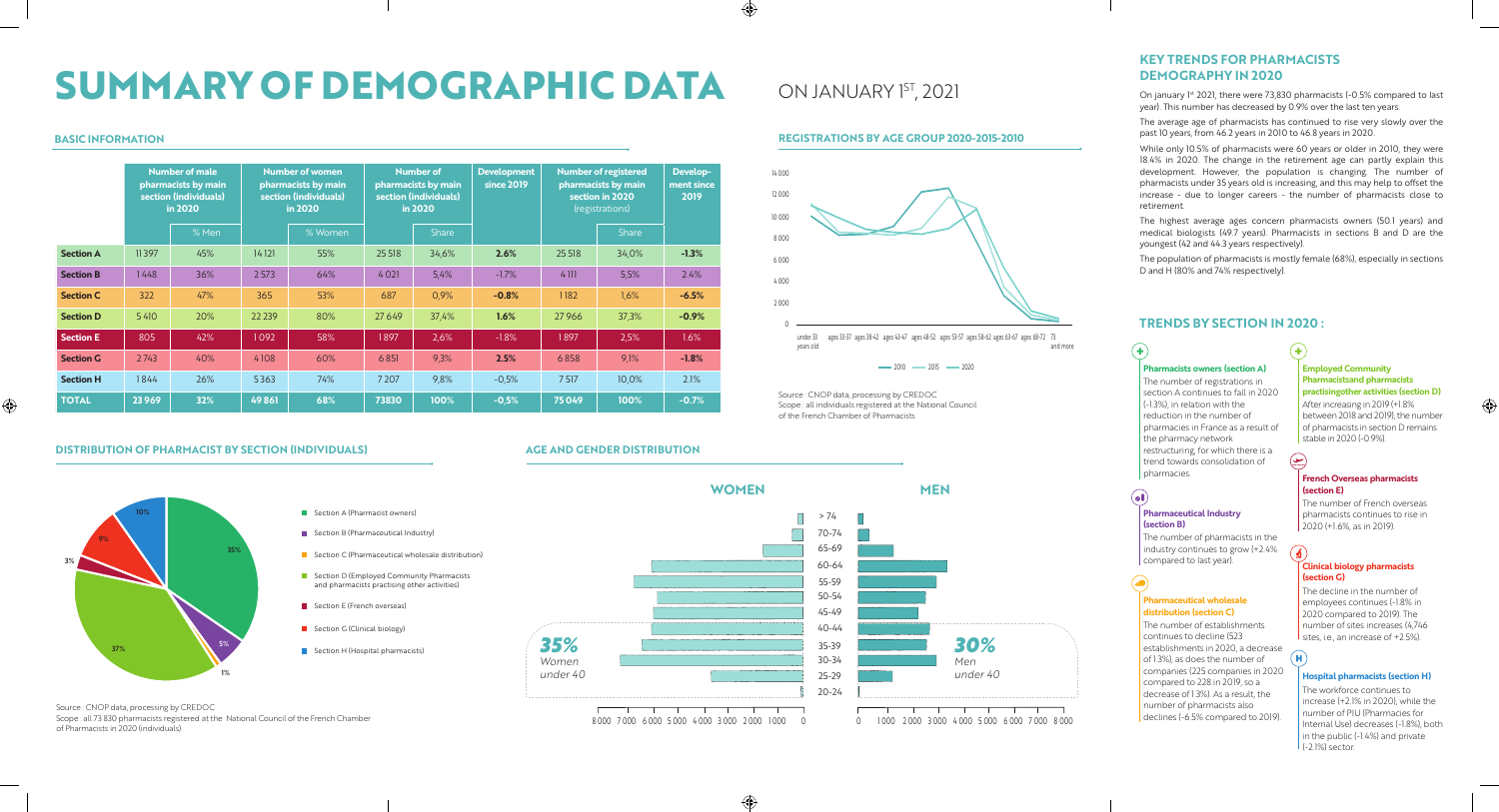# SUMMARY OF DEMOGRAPHIC DATA

ON JANUARY 1ST, 2021

## BASIC INFORMATION

| | Number of male pharmacists by main section (individuals) in 2020 | | Number of women pharmacists by main section (individuals) in 2020 | | Number of pharmacists by main section (individuals) in 2020 | | Development since 2019 | Number of registered pharmacists by main section in 2020 (registrations) | | Development since 2019 |
|---|---|---|---|---|---|---|---|---|---|---|
| | | % Men | | % Women | | Share | | | Share | |
| **Section A** | 11 397 | 45% | 14 121 | 55% | 25 518 | 34,6% | **2.6%** | 25 518 | 34,0% | **-1.3%** |
| **Section B** | 1 448 | 36% | 2 573 | 64% | 4 021 | 5,4% | -1.7% | 4 111 | 5,5% | 2.4% |
| **Section C** | 322 | 47% | 365 | 53% | 687 | 0,9% | **-0.8%** | 1 182 | 1,6% | **-6.5%** |
| **Section D** | 5 410 | 20% | 22 239 | 80% | 27 649 | 37,4% | **1.6%** | 27 966 | 37,3% | **-0.9%** |
| **Section E** | 805 | 42% | 1 092 | 58% | 1 897 | 2,6% | -1.8% | 1 897 | 2,5% | 1.6% |
| **Section G** | 2 743 | 40% | 4 108 | 60% | 6 851 | 9,3% | **2.5%** | 6 858 | 9,1% | **-1.8%** |
| **Section H** | 1 844 | 26% | 5 363 | 74% | 7 207 | 9,8% | -0,5% | 7 517 | 10,0% | 2.1% |
| **TOTAL** | **23 969** | **32%** | **49 861** | **68%** | **73830** | **100%** | **-0,5%** | **75 049** | **100%** | **-0.7%** |

## REGISTRATIONS BY AGE GROUP 2020-2015-2010

14 000
12 000
10 000
8 000
6 000
4 000
2 000
0

under 33 years old, ages 33-37, ages 38-42, ages 43-47, ages 48-52, ages 53-57, ages 58-62, ages 63-67, ages 68-72, 73 and more

2010 — 2015 — 2020

Source : CNOP data, processing by CREDOC
Scope : all individuals registered at the National Council of the French Chamber of Pharmacists

## DISTRIBUTION OF PHARMACIST BY SECTION (INDIVIDUALS)

35%, 5%, 1%, 37%, 3%, 9%, 10%

- Section A (Pharmacist owners)
- Section B (Pharmaceutical Industry)
- Section C (Pharmaceutical wholesale distribution)
- Section D (Employed Community Pharmacists and pharmacists practising other activities)
- Section E (French overseas)
- Section G (Clinical biology)
- Section H (Hospital pharmacists)

Source : CNOP data, processing by CREDOC
Scope : all 73 830 pharmacists registered at the National Council of the French Chamber of Pharmacists in 2020 (individuals)

## AGE AND GENDER DISTRIBUTION

WOMEN — MEN

> 74, 70-74, 65-69, 60-64, 55-59, 50-54, 45-49, 40-44, 35-39, 30-34, 25-29, 20-24

**35%** Women under 40

**30%** Men under 40

8 000 7 000 6 000 5 000 4 000 3 000 2 000 1 000 0

0 1 000 2 000 3 000 4 000 5 000 6 000 7 000 8 000

## KEY TRENDS FOR PHARMACISTS DEMOGRAPHY IN 2020

On january 1st 2021, there were 73,830 pharmacists (-0.5% compared to last year). This number has decreased by 0.9% over the last ten years.

The average age of pharmacists has continued to rise very slowly over the past 10 years, from 46.2 years in 2010 to 46.8 years in 2020.

While only 10.5% of pharmacists were 60 years or older in 2010, they were 18.4% in 2020. The change in the retirement age can partly explain this development. However, the population is changing. The number of pharmacists under 35 years old is increasing, and this may help to offset the increase - due to longer careers - the number of pharmacists close to retirement.

The highest average ages concern pharmacists owners (50.1 years) and medical biologists (49.7 years). Pharmacists in sections B and D are the youngest (42 and 44.3 years respectively).

The population of pharmacists is mostly female (68%), especially in sections D and H (80% and 74% respectively).

## TRENDS BY SECTION IN 2020 :

**Pharmacists owners (section A)**
The number of registrations in section A continues to fall in 2020 (-1.3%), in relation with the reduction in the number of pharmacies in France as a result of the pharmacy network restructuring, for which there is a trend towards consolidation of pharmacies.

**Pharmaceutical Industry (section B)**
The number of pharmacists in the industry continues to grow (+2.4% compared to last year).

**Pharmaceutical wholesale distribution (section C)**
The number of establishments continues to decline (523 establishments in 2020, a decrease of 1.3%), as does the number of companies (225 companies in 2020 compared to 228 in 2019, so a decrease of 1.3%). As a result, the number of pharmacists also declines (-6.5% compared to 2019).

**Employed Community Pharmacistsand pharmacists practisingother activities (section D)**
After increasing in 2019 (+1.8% between 2018 and 2019), the number of pharmacists in section D remains stable in 2020 (-0.9%).

**French Overseas pharmacists (section E)**
The number of French overseas pharmacists continues to rise in 2020 (+1.6%, as in 2019).

**Clinical biology pharmacists (section G)**
The decline in the number of employees continues (-1.8% in 2020 compared to 2019). The number of sites increases (4,746 sites, i.e., an increase of +2.5%).

**Hospital pharmacists (section H)**
The workforce continues to increase (+2.1% in 2020), while the number of PIU (Pharmacies for Internal Use) decreases (-1.8%), both in the public (-1.4%) and private (-2.1%) sector.